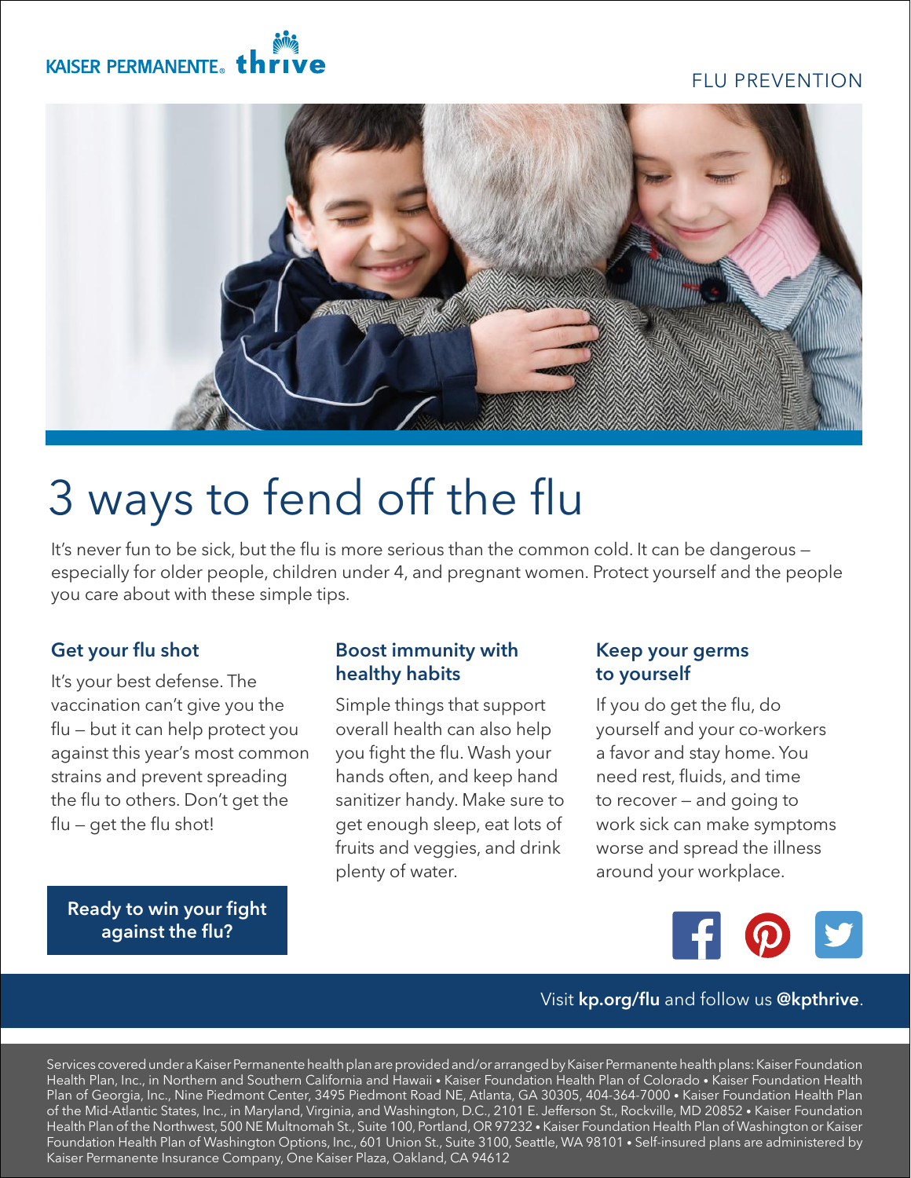KAISER PERMANENTE® thrive

FLU PREVENTION

# 3 ways to fend off the flu

It's never fun to be sick, but the flu is more serious than the common cold. It can be dangerous – especially for older people, children under 4, and pregnant women. Protect yourself and the people you care about with these simple tips.

### Get your flu shot

It's your best defense. The vaccination can't give you the flu – but it can help protect you against this year's most common strains and prevent spreading the flu to others. Don't get the flu – get the flu shot!

### Boost immunity with healthy habits

Simple things that support overall health can also help you fight the flu. Wash your hands often, and keep hand sanitizer handy. Make sure to get enough sleep, eat lots of fruits and veggies, and drink plenty of water.

### Keep your germs to yourself

If you do get the flu, do yourself and your co-workers a favor and stay home. You need rest, fluids, and time to recover – and going to work sick can make symptoms worse and spread the illness around your workplace.

**Ready to win your fight against the flu?**

Visit **kp.org/flu** and follow us **@kpthrive**.

Services covered under a Kaiser Permanente health plan are provided and/or arranged by Kaiser Permanente health plans: Kaiser Foundation Health Plan, Inc., in Northern and Southern California and Hawaii • Kaiser Foundation Health Plan of Colorado • Kaiser Foundation Health Plan of Georgia, Inc., Nine Piedmont Center, 3495 Piedmont Road NE, Atlanta, GA 30305, 404-364-7000 • Kaiser Foundation Health Plan of the Mid-Atlantic States, Inc., in Maryland, Virginia, and Washington, D.C., 2101 E. Jefferson St., Rockville, MD 20852 • Kaiser Foundation Health Plan of the Northwest, 500 NE Multnomah St., Suite 100, Portland, OR 97232 • Kaiser Foundation Health Plan of Washington or Kaiser Foundation Health Plan of Washington Options, Inc., 601 Union St., Suite 3100, Seattle, WA 98101 • Self-insured plans are administered by Kaiser Permanente Insurance Company, One Kaiser Plaza, Oakland, CA 94612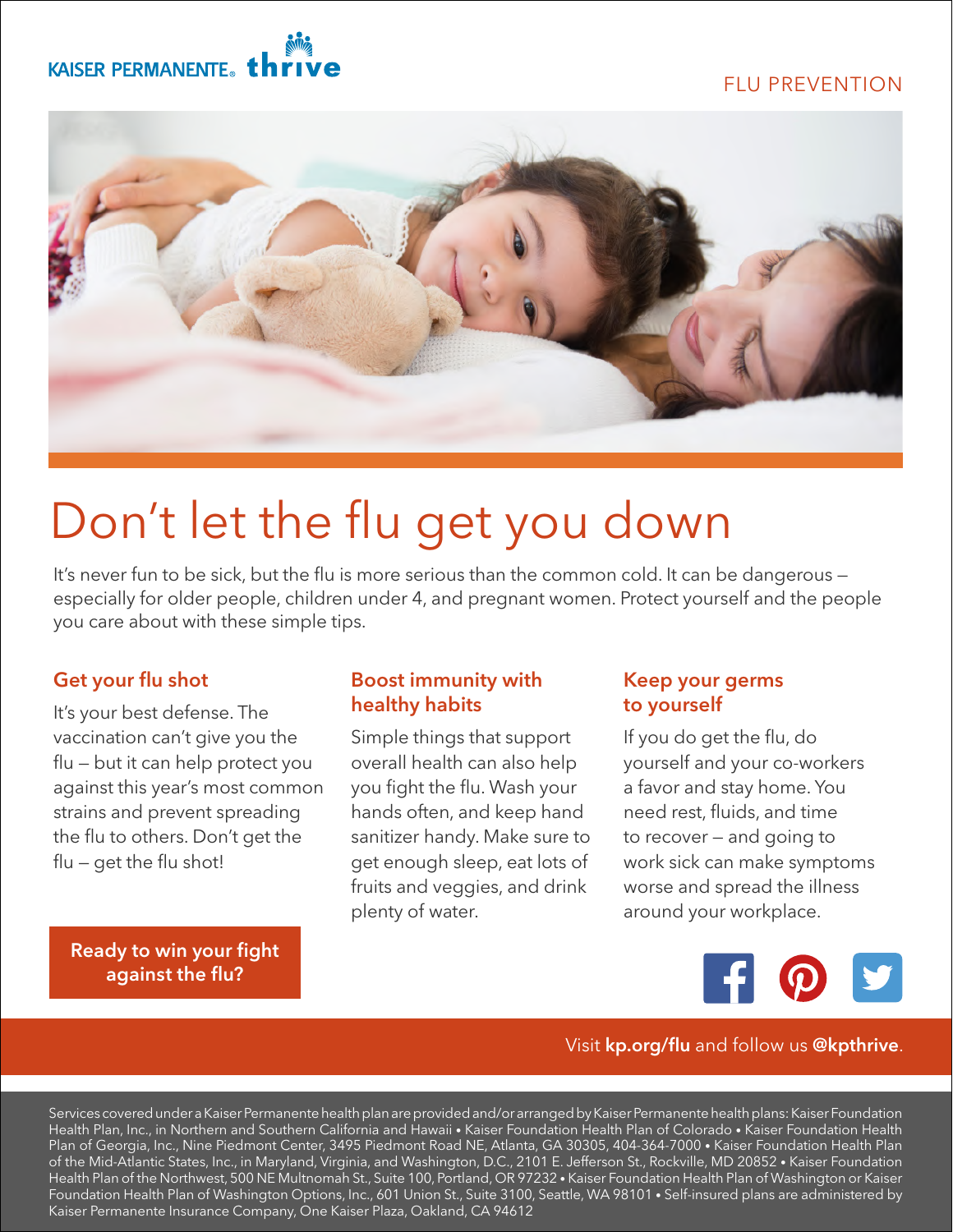KAISER PERMANENTE® thrive

FLU PREVENTION

# Don't let the flu get you down

It's never fun to be sick, but the flu is more serious than the common cold. It can be dangerous — especially for older people, children under 4, and pregnant women. Protect yourself and the people you care about with these simple tips.

## Get your flu shot

It's your best defense. The vaccination can't give you the flu — but it can help protect you against this year's most common strains and prevent spreading the flu to others. Don't get the flu — get the flu shot!

## Boost immunity with healthy habits

Simple things that support overall health can also help you fight the flu. Wash your hands often, and keep hand sanitizer handy. Make sure to get enough sleep, eat lots of fruits and veggies, and drink plenty of water.

## Keep your germs to yourself

If you do get the flu, do yourself and your co-workers a favor and stay home. You need rest, fluids, and time to recover — and going to work sick can make symptoms worse and spread the illness around your workplace.

**Ready to win your fight against the flu?**

Visit **kp.org/flu** and follow us **@kpthrive**.

Services covered under a Kaiser Permanente health plan are provided and/or arranged by Kaiser Permanente health plans: Kaiser Foundation Health Plan, Inc., in Northern and Southern California and Hawaii • Kaiser Foundation Health Plan of Colorado • Kaiser Foundation Health Plan of Georgia, Inc., Nine Piedmont Center, 3495 Piedmont Road NE, Atlanta, GA 30305, 404-364-7000 • Kaiser Foundation Health Plan of the Mid-Atlantic States, Inc., in Maryland, Virginia, and Washington, D.C., 2101 E. Jefferson St., Rockville, MD 20852 • Kaiser Foundation Health Plan of the Northwest, 500 NE Multnomah St., Suite 100, Portland, OR 97232 • Kaiser Foundation Health Plan of Washington or Kaiser Foundation Health Plan of Washington Options, Inc., 601 Union St., Suite 3100, Seattle, WA 98101 • Self-insured plans are administered by Kaiser Permanente Insurance Company, One Kaiser Plaza, Oakland, CA 94612